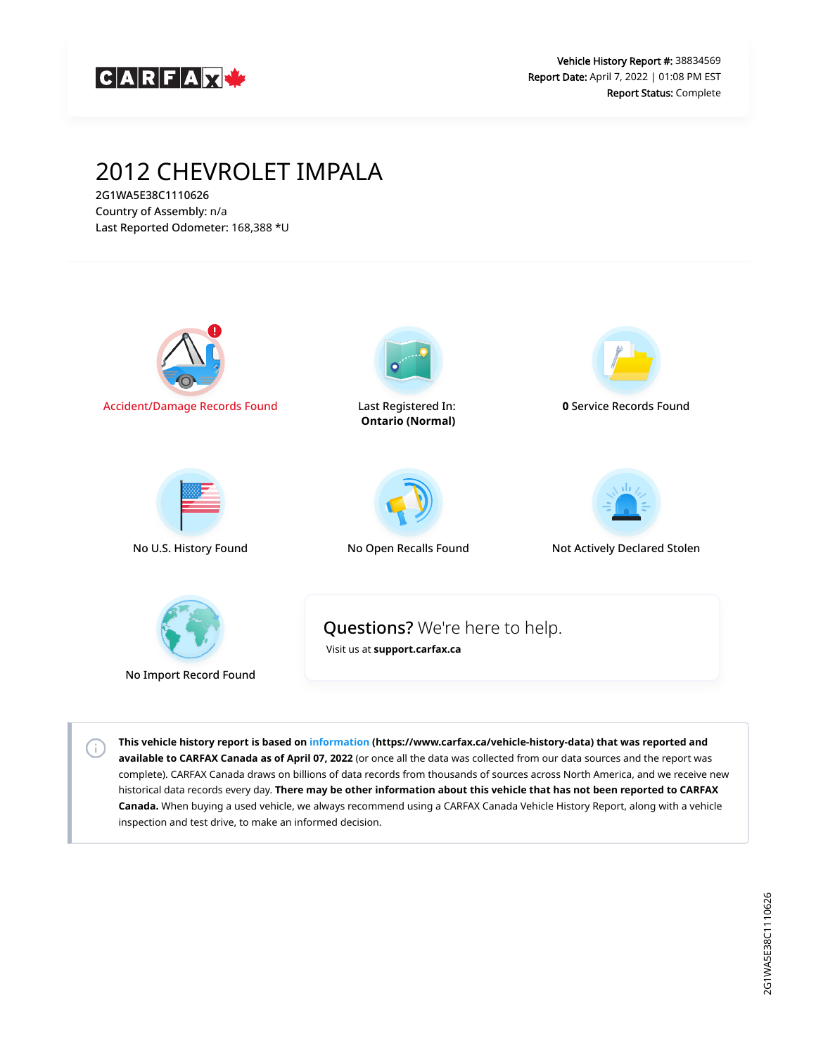CARFAX

**Vehicle History Report #:** 38834569
**Report Date:** April 7, 2022 | 01:08 PM EST
**Report Status:** Complete

# 2012 CHEVROLET IMPALA

2G1WA5E38C1110626
Country of Assembly: n/a
Last Reported Odometer: 168,388 *U

Accident/Damage Records Found

Last Registered In: **Ontario (Normal)**

**0** Service Records Found

No U.S. History Found

No Open Recalls Found

Not Actively Declared Stolen

No Import Record Found

**Questions?** We're here to help.
Visit us at **support.carfax.ca**

**This vehicle history report is based on information (https://www.carfax.ca/vehicle-history-data) that was reported and available to CARFAX Canada as of April 07, 2022** (or once all the data was collected from our data sources and the report was complete). CARFAX Canada draws on billions of data records from thousands of sources across North America, and we receive new historical data records every day. **There may be other information about this vehicle that has not been reported to CARFAX Canada.** When buying a used vehicle, we always recommend using a CARFAX Canada Vehicle History Report, along with a vehicle inspection and test drive, to make an informed decision.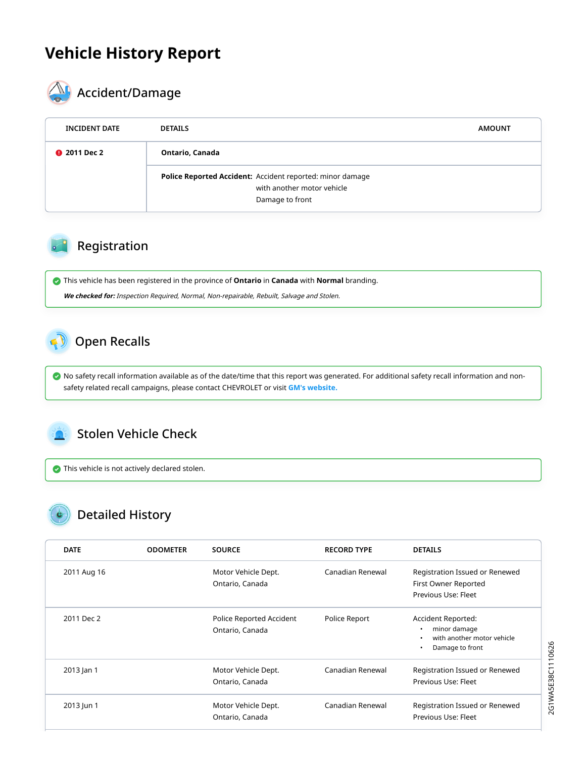# Vehicle History Report

## Accident/Damage

| INCIDENT DATE | DETAILS | AMOUNT |
|---|---|---|
| 2011 Dec 2 | **Ontario, Canada** | |
| | **Police Reported Accident:** Accident reported: minor damage with another motor vehicle Damage to front | |

## Registration

This vehicle has been registered in the province of **Ontario** in **Canada** with **Normal** branding.

***We checked for:*** *Inspection Required, Normal, Non-repairable, Rebuilt, Salvage and Stolen.*

## Open Recalls

No safety recall information available as of the date/time that this report was generated. For additional safety recall information and non-safety related recall campaigns, please contact CHEVROLET or visit **GM's website.**

## Stolen Vehicle Check

This vehicle is not actively declared stolen.

## Detailed History

| DATE | ODOMETER | SOURCE | RECORD TYPE | DETAILS |
|---|---|---|---|---|
| 2011 Aug 16 | | Motor Vehicle Dept. Ontario, Canada | Canadian Renewal | Registration Issued or Renewed<br>First Owner Reported<br>Previous Use: Fleet |
| 2011 Dec 2 | | Police Reported Accident Ontario, Canada | Police Report | Accident Reported:<br>• minor damage<br>• with another motor vehicle<br>• Damage to front |
| 2013 Jan 1 | | Motor Vehicle Dept. Ontario, Canada | Canadian Renewal | Registration Issued or Renewed<br>Previous Use: Fleet |
| 2013 Jun 1 | | Motor Vehicle Dept. Ontario, Canada | Canadian Renewal | Registration Issued or Renewed<br>Previous Use: Fleet |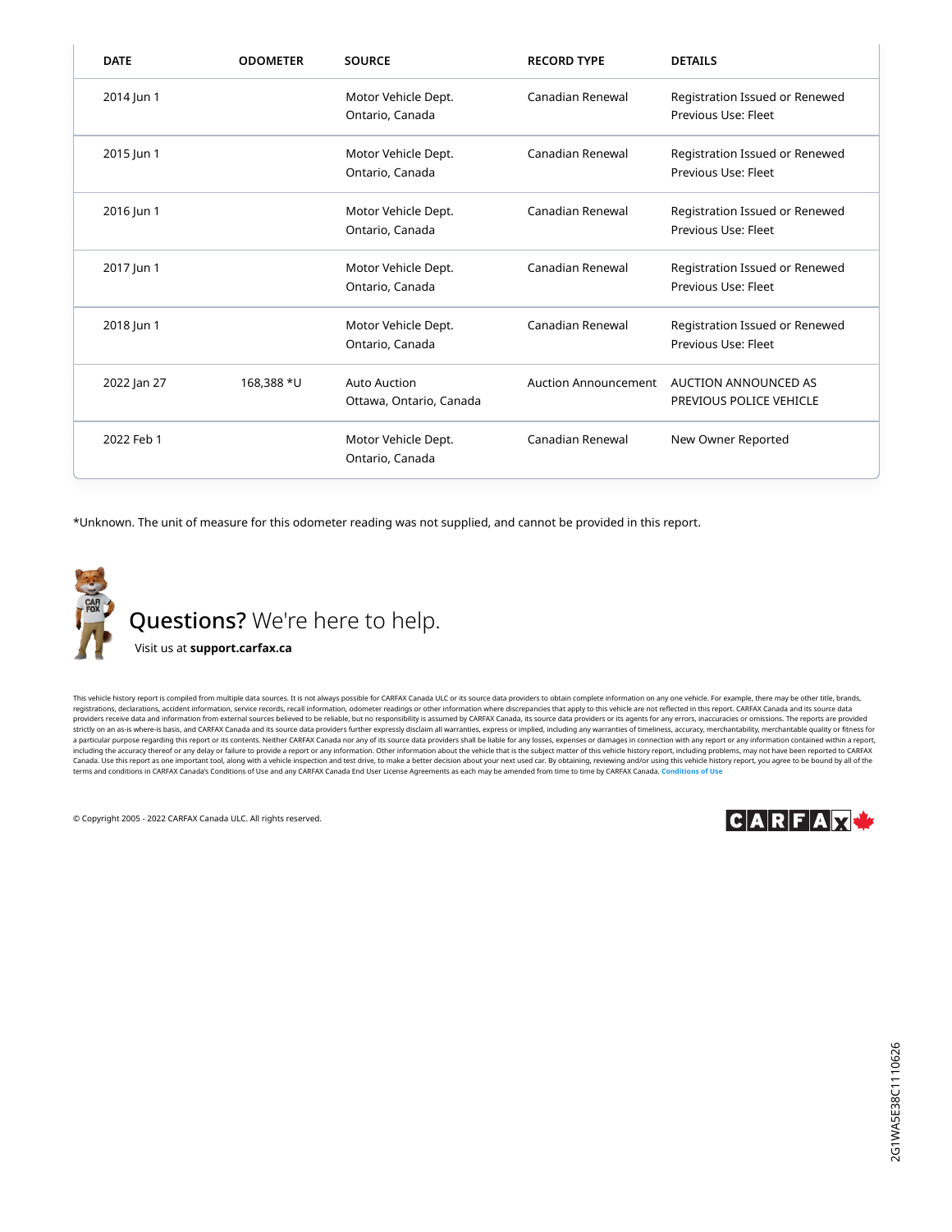| DATE | ODOMETER | SOURCE | RECORD TYPE | DETAILS |
| --- | --- | --- | --- | --- |
| 2014 Jun 1 | | Motor Vehicle Dept.<br>Ontario, Canada | Canadian Renewal | Registration Issued or Renewed<br>Previous Use: Fleet |
| 2015 Jun 1 | | Motor Vehicle Dept.<br>Ontario, Canada | Canadian Renewal | Registration Issued or Renewed<br>Previous Use: Fleet |
| 2016 Jun 1 | | Motor Vehicle Dept.<br>Ontario, Canada | Canadian Renewal | Registration Issued or Renewed<br>Previous Use: Fleet |
| 2017 Jun 1 | | Motor Vehicle Dept.<br>Ontario, Canada | Canadian Renewal | Registration Issued or Renewed<br>Previous Use: Fleet |
| 2018 Jun 1 | | Motor Vehicle Dept.<br>Ontario, Canada | Canadian Renewal | Registration Issued or Renewed<br>Previous Use: Fleet |
| 2022 Jan 27 | 168,388 *U | Auto Auction<br>Ottawa, Ontario, Canada | Auction Announcement | AUCTION ANNOUNCED AS PREVIOUS POLICE VEHICLE |
| 2022 Feb 1 | | Motor Vehicle Dept.<br>Ontario, Canada | Canadian Renewal | New Owner Reported |

*Unknown. The unit of measure for this odometer reading was not supplied, and cannot be provided in this report.

## Questions? We're here to help.

Visit us at **support.carfax.ca**

This vehicle history report is compiled from multiple data sources. It is not always possible for CARFAX Canada ULC or its source data providers to obtain complete information on any one vehicle. For example, there may be other title, brands, registrations, declarations, accident information, service records, recall information, odometer readings or other information where discrepancies that apply to this vehicle are not reflected in this report. CARFAX Canada and its source data providers receive data and information from external sources believed to be reliable, but no responsibility is assumed by CARFAX Canada, its source data providers or its agents for any errors, inaccuracies or omissions. The reports are provided strictly on an as-is where-is basis, and CARFAX Canada and its source data providers further expressly disclaim all warranties, express or implied, including any warranties of timeliness, accuracy, merchantability, merchantable quality or fitness for a particular purpose regarding this report or its contents. Neither CARFAX Canada nor any of its source data providers shall be liable for any losses, expenses or damages in connection with any report or any information contained within a report, including the accuracy thereof or any delay or failure to provide a report or any information. Other information about the vehicle that is the subject matter of this vehicle history report, including problems, may not have been reported to CARFAX Canada. Use this report as one important tool, along with a vehicle inspection and test drive, to make a better decision about your next used car. By obtaining, reviewing and/or using this vehicle history report, you agree to be bound by all of the terms and conditions in CARFAX Canada's Conditions of Use and any CARFAX Canada End User License Agreements as each may be amended from time to time by CARFAX Canada. Conditions of Use

© Copyright 2005 - 2022 CARFAX Canada ULC. All rights reserved.

CARFAX

2G1WA5E38C1110626